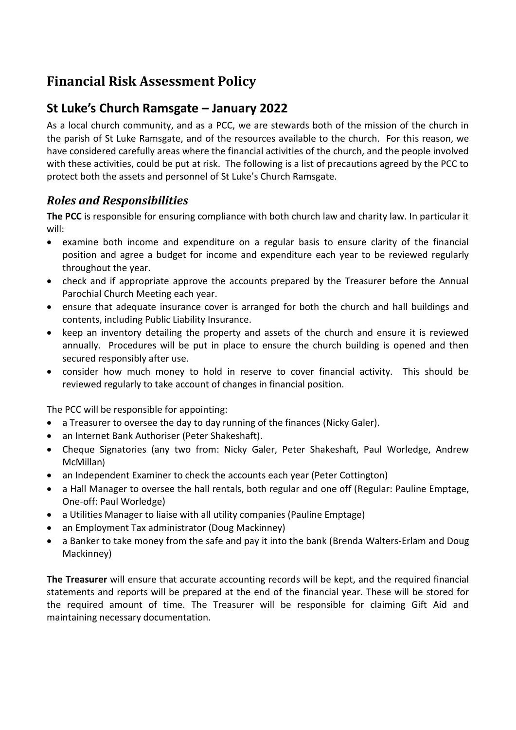# Financial Risk Assessment Policy

## St Luke's Church Ramsgate – January 2022

As a local church community, and as a PCC, we are stewards both of the mission of the church in the parish of St Luke Ramsgate, and of the resources available to the church. For this reason, we have considered carefully areas where the financial activities of the church, and the people involved with these activities, could be put at risk. The following is a list of precautions agreed by the PCC to protect both the assets and personnel of St Luke's Church Ramsgate.

### *Roles and Responsibilities*

**The PCC** is responsible for ensuring compliance with both church law and charity law. In particular it will:

- examine both income and expenditure on a regular basis to ensure clarity of the financial position and agree a budget for income and expenditure each year to be reviewed regularly throughout the year.
- check and if appropriate approve the accounts prepared by the Treasurer before the Annual Parochial Church Meeting each year.
- ensure that adequate insurance cover is arranged for both the church and hall buildings and contents, including Public Liability Insurance.
- keep an inventory detailing the property and assets of the church and ensure it is reviewed annually. Procedures will be put in place to ensure the church building is opened and then secured responsibly after use.
- consider how much money to hold in reserve to cover financial activity. This should be reviewed regularly to take account of changes in financial position.

The PCC will be responsible for appointing:

- a Treasurer to oversee the day to day running of the finances (Nicky Galer).
- an Internet Bank Authoriser (Peter Shakeshaft).
- Cheque Signatories (any two from: Nicky Galer, Peter Shakeshaft, Paul Worledge, Andrew McMillan)
- an Independent Examiner to check the accounts each year (Peter Cottington)
- a Hall Manager to oversee the hall rentals, both regular and one off (Regular: Pauline Emptage, One-off: Paul Worledge)
- a Utilities Manager to liaise with all utility companies (Pauline Emptage)
- an Employment Tax administrator (Doug Mackinney)
- a Banker to take money from the safe and pay it into the bank (Brenda Walters-Erlam and Doug Mackinney)

**The Treasurer** will ensure that accurate accounting records will be kept, and the required financial statements and reports will be prepared at the end of the financial year. These will be stored for the required amount of time. The Treasurer will be responsible for claiming Gift Aid and maintaining necessary documentation.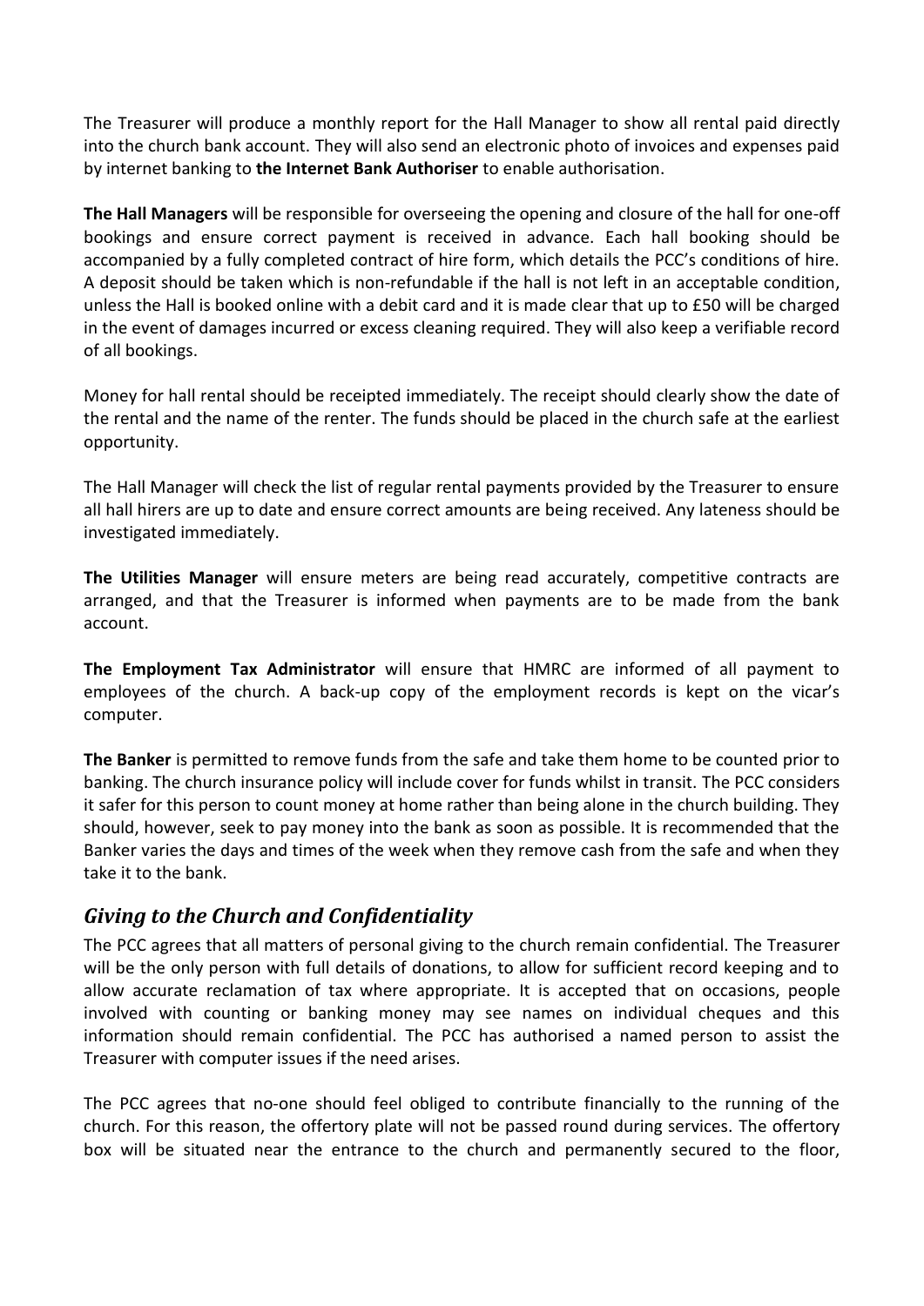The Treasurer will produce a monthly report for the Hall Manager to show all rental paid directly into the church bank account. They will also send an electronic photo of invoices and expenses paid by internet banking to **the Internet Bank Authoriser** to enable authorisation.

**The Hall Managers** will be responsible for overseeing the opening and closure of the hall for one-off bookings and ensure correct payment is received in advance. Each hall booking should be accompanied by a fully completed contract of hire form, which details the PCC's conditions of hire. A deposit should be taken which is non-refundable if the hall is not left in an acceptable condition, unless the Hall is booked online with a debit card and it is made clear that up to £50 will be charged in the event of damages incurred or excess cleaning required. They will also keep a verifiable record of all bookings.

Money for hall rental should be receipted immediately. The receipt should clearly show the date of the rental and the name of the renter. The funds should be placed in the church safe at the earliest opportunity.

The Hall Manager will check the list of regular rental payments provided by the Treasurer to ensure all hall hirers are up to date and ensure correct amounts are being received. Any lateness should be investigated immediately.

**The Utilities Manager** will ensure meters are being read accurately, competitive contracts are arranged, and that the Treasurer is informed when payments are to be made from the bank account.

**The Employment Tax Administrator** will ensure that HMRC are informed of all payment to employees of the church. A back-up copy of the employment records is kept on the vicar's computer.

**The Banker** is permitted to remove funds from the safe and take them home to be counted prior to banking. The church insurance policy will include cover for funds whilst in transit. The PCC considers it safer for this person to count money at home rather than being alone in the church building. They should, however, seek to pay money into the bank as soon as possible. It is recommended that the Banker varies the days and times of the week when they remove cash from the safe and when they take it to the bank.

## *Giving to the Church and Confidentiality*

The PCC agrees that all matters of personal giving to the church remain confidential. The Treasurer will be the only person with full details of donations, to allow for sufficient record keeping and to allow accurate reclamation of tax where appropriate. It is accepted that on occasions, people involved with counting or banking money may see names on individual cheques and this information should remain confidential. The PCC has authorised a named person to assist the Treasurer with computer issues if the need arises.

The PCC agrees that no-one should feel obliged to contribute financially to the running of the church. For this reason, the offertory plate will not be passed round during services. The offertory box will be situated near the entrance to the church and permanently secured to the floor,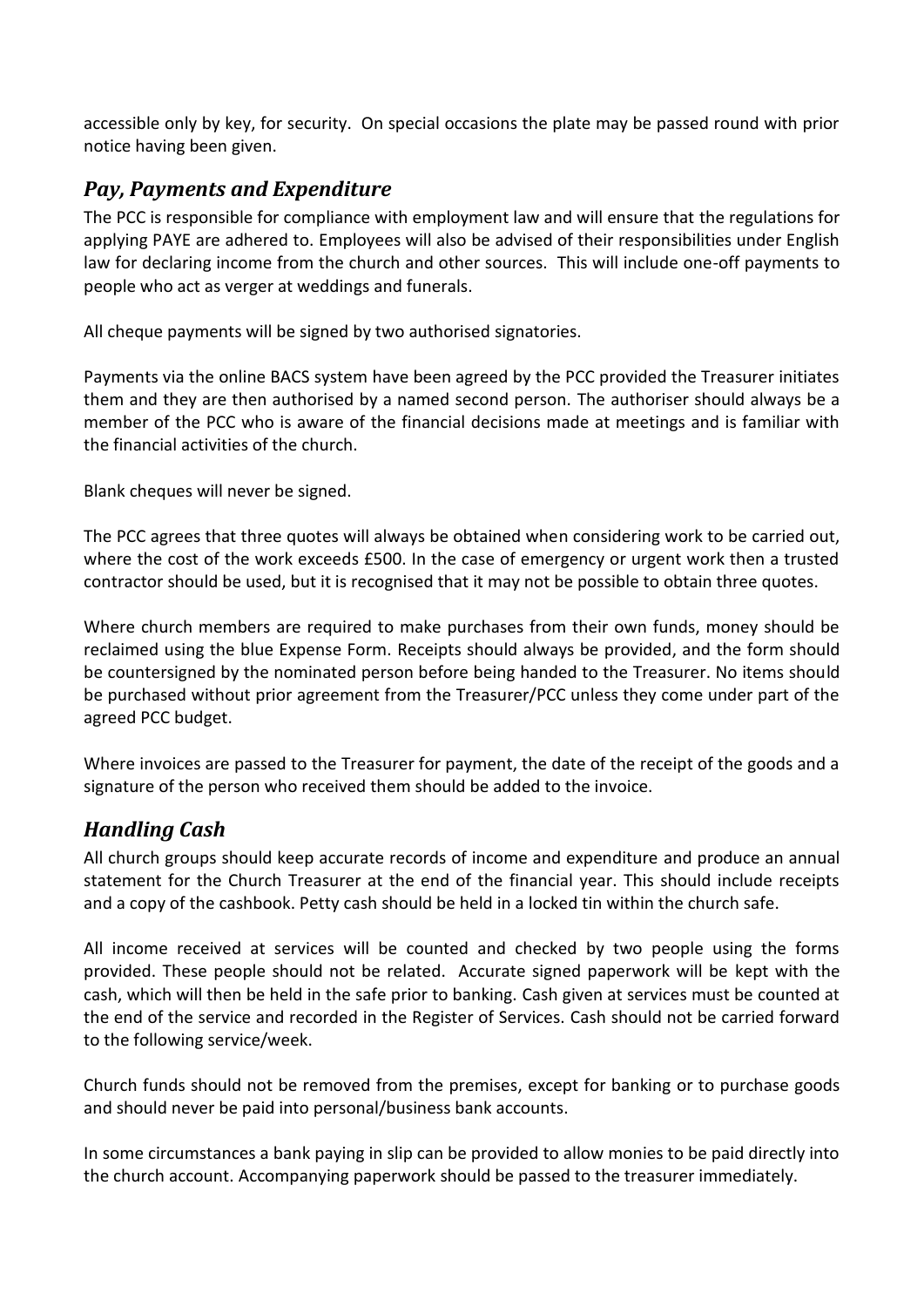accessible only by key, for security. On special occasions the plate may be passed round with prior notice having been given.

## *Pay, Payments and Expenditure*

The PCC is responsible for compliance with employment law and will ensure that the regulations for applying PAYE are adhered to. Employees will also be advised of their responsibilities under English law for declaring income from the church and other sources. This will include one-off payments to people who act as verger at weddings and funerals.

All cheque payments will be signed by two authorised signatories.

Payments via the online BACS system have been agreed by the PCC provided the Treasurer initiates them and they are then authorised by a named second person. The authoriser should always be a member of the PCC who is aware of the financial decisions made at meetings and is familiar with the financial activities of the church.

Blank cheques will never be signed.

The PCC agrees that three quotes will always be obtained when considering work to be carried out, where the cost of the work exceeds £500. In the case of emergency or urgent work then a trusted contractor should be used, but it is recognised that it may not be possible to obtain three quotes.

Where church members are required to make purchases from their own funds, money should be reclaimed using the blue Expense Form. Receipts should always be provided, and the form should be countersigned by the nominated person before being handed to the Treasurer. No items should be purchased without prior agreement from the Treasurer/PCC unless they come under part of the agreed PCC budget.

Where invoices are passed to the Treasurer for payment, the date of the receipt of the goods and a signature of the person who received them should be added to the invoice.

## *Handling Cash*

All church groups should keep accurate records of income and expenditure and produce an annual statement for the Church Treasurer at the end of the financial year. This should include receipts and a copy of the cashbook. Petty cash should be held in a locked tin within the church safe.

All income received at services will be counted and checked by two people using the forms provided. These people should not be related. Accurate signed paperwork will be kept with the cash, which will then be held in the safe prior to banking. Cash given at services must be counted at the end of the service and recorded in the Register of Services. Cash should not be carried forward to the following service/week.

Church funds should not be removed from the premises, except for banking or to purchase goods and should never be paid into personal/business bank accounts.

In some circumstances a bank paying in slip can be provided to allow monies to be paid directly into the church account. Accompanying paperwork should be passed to the treasurer immediately.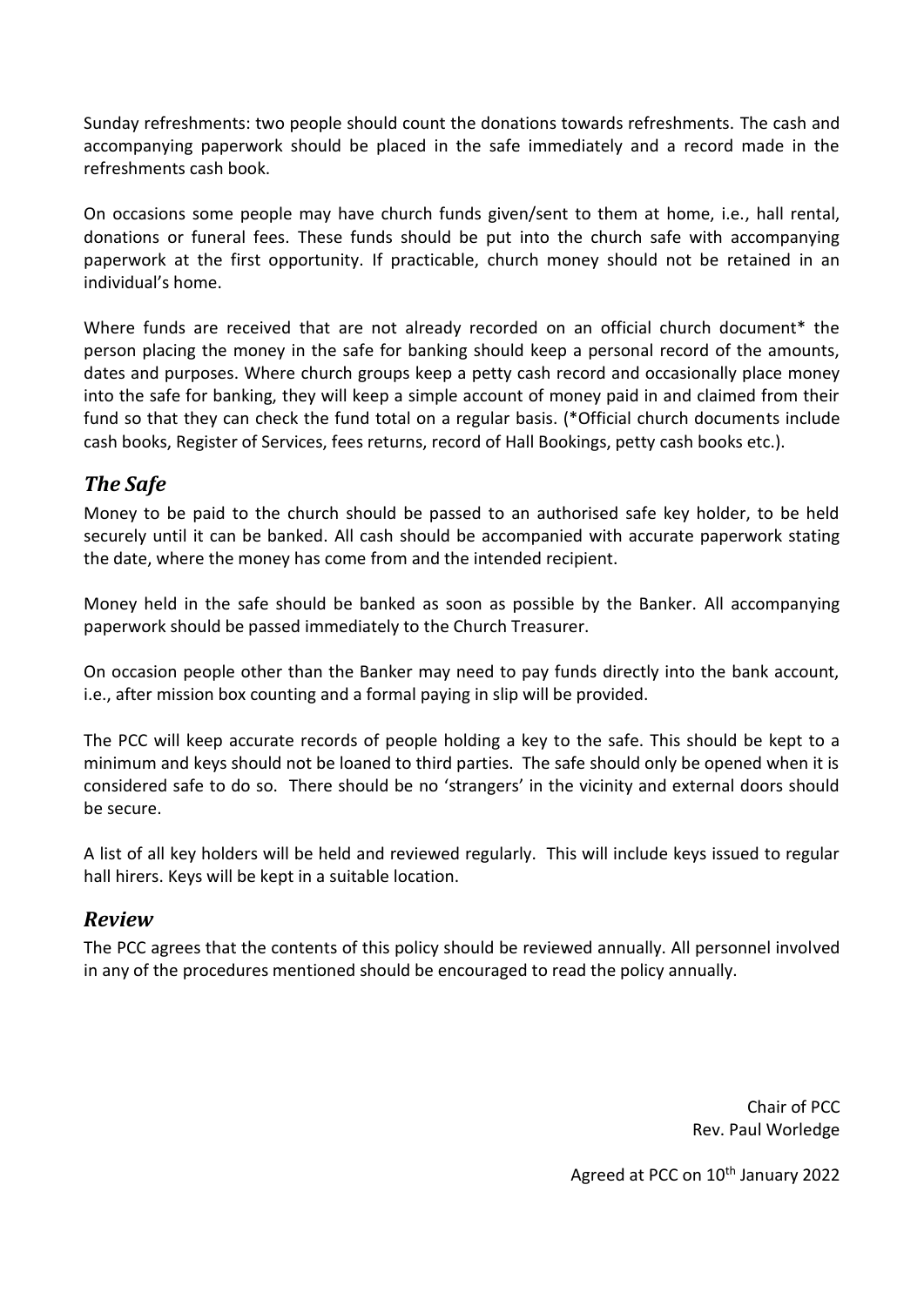Sunday refreshments: two people should count the donations towards refreshments. The cash and accompanying paperwork should be placed in the safe immediately and a record made in the refreshments cash book.

On occasions some people may have church funds given/sent to them at home, i.e., hall rental, donations or funeral fees. These funds should be put into the church safe with accompanying paperwork at the first opportunity. If practicable, church money should not be retained in an individual's home.

Where funds are received that are not already recorded on an official church document* the person placing the money in the safe for banking should keep a personal record of the amounts, dates and purposes. Where church groups keep a petty cash record and occasionally place money into the safe for banking, they will keep a simple account of money paid in and claimed from their fund so that they can check the fund total on a regular basis. (*Official church documents include cash books, Register of Services, fees returns, record of Hall Bookings, petty cash books etc.).

## *The Safe*

Money to be paid to the church should be passed to an authorised safe key holder, to be held securely until it can be banked. All cash should be accompanied with accurate paperwork stating the date, where the money has come from and the intended recipient.

Money held in the safe should be banked as soon as possible by the Banker. All accompanying paperwork should be passed immediately to the Church Treasurer.

On occasion people other than the Banker may need to pay funds directly into the bank account, i.e., after mission box counting and a formal paying in slip will be provided.

The PCC will keep accurate records of people holding a key to the safe. This should be kept to a minimum and keys should not be loaned to third parties. The safe should only be opened when it is considered safe to do so. There should be no 'strangers' in the vicinity and external doors should be secure.

A list of all key holders will be held and reviewed regularly. This will include keys issued to regular hall hirers. Keys will be kept in a suitable location.

## *Review*

The PCC agrees that the contents of this policy should be reviewed annually. All personnel involved in any of the procedures mentioned should be encouraged to read the policy annually.

Chair of PCC
Rev. Paul Worledge

Agreed at PCC on 10th January 2022